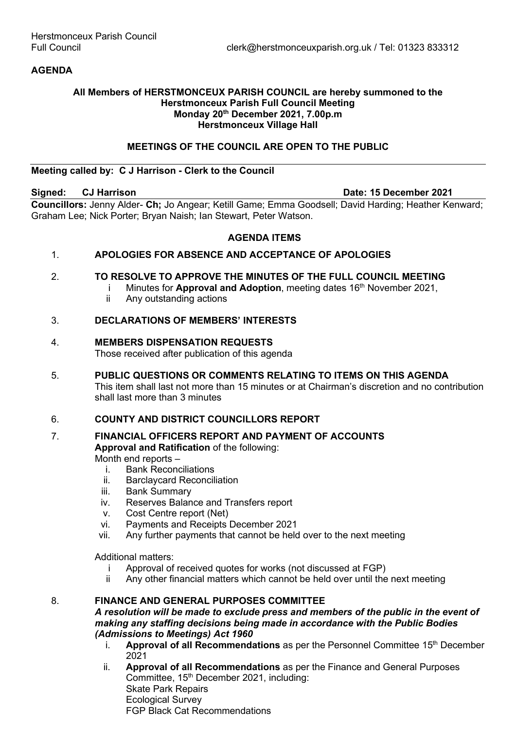Herstmonceux Parish Council
Full Council clerk@herstmonceuxparish.org.uk / Tel: 01323 833312

**AGENDA**

**All Members of HERSTMONCEUX PARISH COUNCIL are hereby summoned to the Herstmonceux Parish Full Council Meeting Monday 20th December 2021, 7.00p.m Herstmonceux Village Hall**

**MEETINGS OF THE COUNCIL ARE OPEN TO THE PUBLIC**

**Meeting called by: C J Harrison - Clerk to the Council**

**Signed: CJ Harrison** **Date: 15 December 2021**

**Councillors:** Jenny Alder- **Ch;** Jo Angear; Ketill Game; Emma Goodsell; David Harding; Heather Kenward; Graham Lee; Nick Porter; Bryan Naish; Ian Stewart, Peter Watson.

**AGENDA ITEMS**

1. **APOLOGIES FOR ABSENCE AND ACCEPTANCE OF APOLOGIES**

2. **TO RESOLVE TO APPROVE THE MINUTES OF THE FULL COUNCIL MEETING**
   - i Minutes for **Approval and Adoption**, meeting dates 16th November 2021,
   - ii Any outstanding actions

3. **DECLARATIONS OF MEMBERS' INTERESTS**

4. **MEMBERS DISPENSATION REQUESTS**
   Those received after publication of this agenda

5. **PUBLIC QUESTIONS OR COMMENTS RELATING TO ITEMS ON THIS AGENDA**
   This item shall last not more than 15 minutes or at Chairman's discretion and no contribution shall last more than 3 minutes

6. **COUNTY AND DISTRICT COUNCILLORS REPORT**

7. **FINANCIAL OFFICERS REPORT AND PAYMENT OF ACCOUNTS**
   **Approval and Ratification** of the following:
   Month end reports –
   - i. Bank Reconciliations
   - ii. Barclaycard Reconciliation
   - iii. Bank Summary
   - iv. Reserves Balance and Transfers report
   - v. Cost Centre report (Net)
   - vi. Payments and Receipts December 2021
   - vii. Any further payments that cannot be held over to the next meeting

   Additional matters:
   - i Approval of received quotes for works (not discussed at FGP)
   - ii Any other financial matters which cannot be held over until the next meeting

8. **FINANCE AND GENERAL PURPOSES COMMITTEE**
   ***A resolution will be made to exclude press and members of the public in the event of making any staffing decisions being made in accordance with the Public Bodies (Admissions to Meetings) Act 1960***
   - i. **Approval of all Recommendations** as per the Personnel Committee 15th December 2021
   - ii. **Approval of all Recommendations** as per the Finance and General Purposes Committee, 15th December 2021, including:
     Skate Park Repairs
     Ecological Survey
     FGP Black Cat Recommendations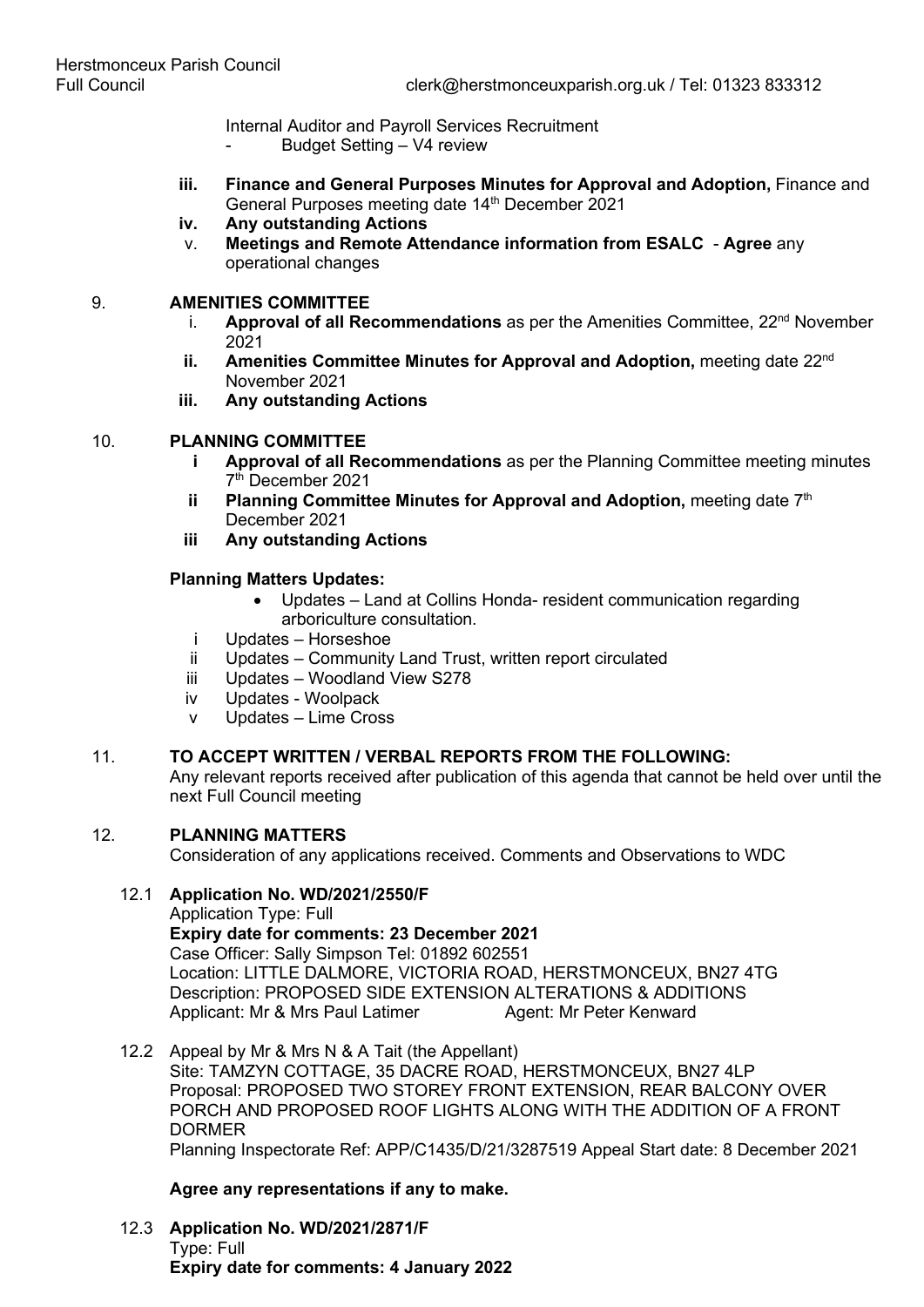Internal Auditor and Payroll Services Recruitment

- Budget Setting – V4 review

iii. **Finance and General Purposes Minutes for Approval and Adoption,** Finance and General Purposes meeting date 14th December 2021

iv. **Any outstanding Actions**

v. **Meetings and Remote Attendance information from ESALC** - **Agree** any operational changes

## 9. AMENITIES COMMITTEE

i. **Approval of all Recommendations** as per the Amenities Committee, 22nd November 2021

ii. **Amenities Committee Minutes for Approval and Adoption,** meeting date 22nd November 2021

iii. **Any outstanding Actions**

## 10. PLANNING COMMITTEE

i **Approval of all Recommendations** as per the Planning Committee meeting minutes 7th December 2021

ii **Planning Committee Minutes for Approval and Adoption,** meeting date 7th December 2021

iii **Any outstanding Actions**

**Planning Matters Updates:**

- Updates – Land at Collins Honda- resident communication regarding arboriculture consultation.

i Updates – Horseshoe

ii Updates – Community Land Trust, written report circulated

iii Updates – Woodland View S278

iv Updates - Woolpack

v Updates – Lime Cross

## 11. TO ACCEPT WRITTEN / VERBAL REPORTS FROM THE FOLLOWING:

Any relevant reports received after publication of this agenda that cannot be held over until the next Full Council meeting

## 12. PLANNING MATTERS

Consideration of any applications received. Comments and Observations to WDC

12.1 **Application No. WD/2021/2550/F**
Application Type: Full
**Expiry date for comments: 23 December 2021**
Case Officer: Sally Simpson Tel: 01892 602551
Location: LITTLE DALMORE, VICTORIA ROAD, HERSTMONCEUX, BN27 4TG
Description: PROPOSED SIDE EXTENSION ALTERATIONS & ADDITIONS
Applicant: Mr & Mrs Paul Latimer Agent: Mr Peter Kenward

12.2 Appeal by Mr & Mrs N & A Tait (the Appellant)
Site: TAMZYN COTTAGE, 35 DACRE ROAD, HERSTMONCEUX, BN27 4LP
Proposal: PROPOSED TWO STOREY FRONT EXTENSION, REAR BALCONY OVER PORCH AND PROPOSED ROOF LIGHTS ALONG WITH THE ADDITION OF A FRONT DORMER
Planning Inspectorate Ref: APP/C1435/D/21/3287519 Appeal Start date: 8 December 2021

**Agree any representations if any to make.**

12.3 **Application No. WD/2021/2871/F**
Type: Full
**Expiry date for comments: 4 January 2022**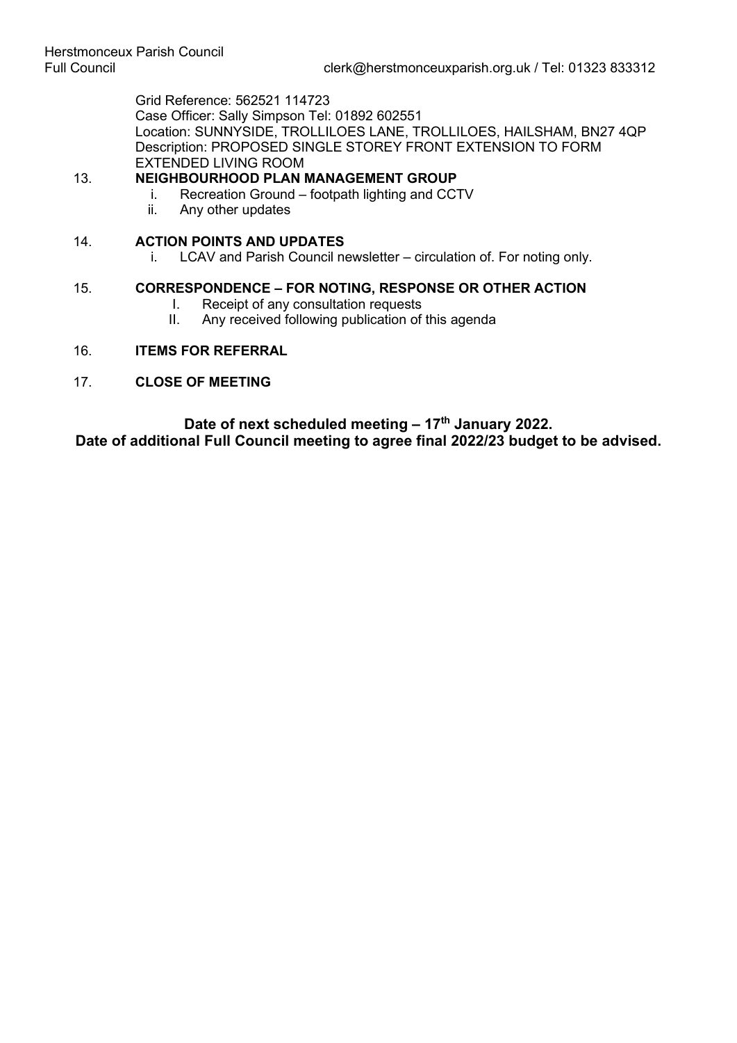Grid Reference: 562521 114723
Case Officer: Sally Simpson Tel: 01892 602551
Location: SUNNYSIDE, TROLLILOES LANE, TROLLILOES, HAILSHAM, BN27 4QP
Description: PROPOSED SINGLE STOREY FRONT EXTENSION TO FORM EXTENDED LIVING ROOM

13. **NEIGHBOURHOOD PLAN MANAGEMENT GROUP**
    i. Recreation Ground – footpath lighting and CCTV
    ii. Any other updates

14. **ACTION POINTS AND UPDATES**
    i. LCAV and Parish Council newsletter – circulation of. For noting only.

15. **CORRESPONDENCE – FOR NOTING, RESPONSE OR OTHER ACTION**
    I. Receipt of any consultation requests
    II. Any received following publication of this agenda

16. **ITEMS FOR REFERRAL**

17. **CLOSE OF MEETING**

**Date of next scheduled meeting – 17th January 2022.**
**Date of additional Full Council meeting to agree final 2022/23 budget to be advised.**